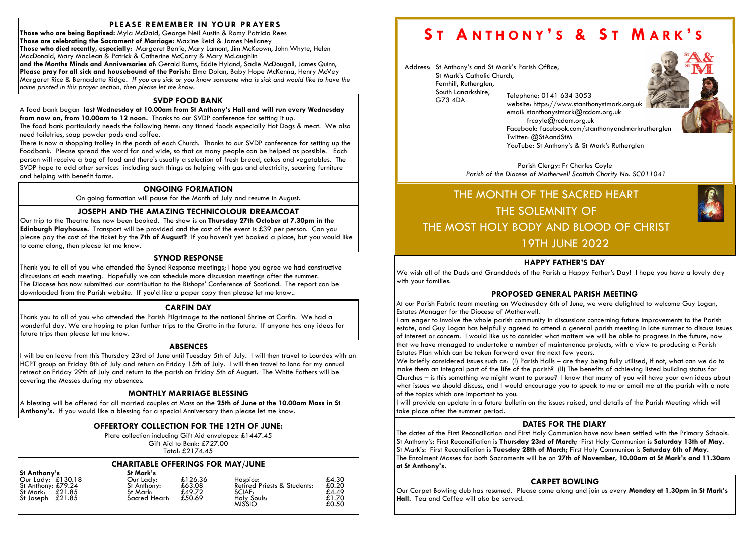## PLEASE REMEMBER IN YOUR PRAYERS

**Those who are being Baptised:** Myla McDaid, George Neil Austin & Romy Patricia Rees
**Those are celebrating the Sacrament of Marriage:** Maxine Reid & James Nellaney
**Those who died recently, especially:** Margaret Berrie, Mary Lamont, Jim McKeown, John Whyte, Helen MacDonald, Mary MacLean & Patrick & Catherine McCarry & Mary McLaughlin
**and the Months Minds and Anniversaries of:** Gerald Burns, Eddie Hyland, Sadie McDougall, James Quinn,
**Please pray for all sick and housebound of the Parish:** Elma Dolan, Baby Hope McKenna, Henry McVey Margaret Rice & Bernadette Ridge. *If you are sick or you know someone who is sick and would like to have the name printed in this prayer section, then please let me know.*

## SVDP FOOD BANK

A food bank began **last Wednesday at 10.00am from St Anthony's Hall and will run every Wednesday from now on, from 10.00am to 12 noon.** Thanks to our SVDP conference for setting it up.
The food bank particularly needs the following items: any tinned foods especially Hot Dogs & meat. We also need toiletries, soap powder pods and coffee.
There is now a shopping trolley in the porch of each Church. Thanks to our SVDP conference for setting up the Foodbank. Please spread the word far and wide, so that as many people can be helped as possible. Each person will receive a bag of food and there's usually a selection of fresh bread, cakes and vegetables. The SVDP hope to add other services including such things as helping with gas and electricity, securing furniture and helping with benefit forms.

## ONGOING FORMATION

On going formation will pause for the Month of July and resume in August.

## JOSEPH AND THE AMAZING TECHNICOLOUR DREAMCOAT

Our trip to the Theatre has now been booked. The show is on **Thursday 27th October at 7.30pm in the Edinburgh Playhouse.** Transport will be provided and the cost of the event is £39 per person. Can you please pay the cost of the ticket by the **7th of August?** If you haven't yet booked a place, but you would like to come along, then please let me know.

## SYNOD RESPONSE

Thank you to all of you who attended the Synod Response meetings; I hope you agree we had constructive discussions at each meeting. Hopefully we can schedule more discussion meetings after the summer.
The Diocese has now submitted our contribution to the Bishops' Conference of Scotland. The report can be downloaded from the Parish website. If you'd like a paper copy then please let me know..

## CARFIN DAY

Thank you to all of you who attended the Parish Pilgrimage to the national Shrine at Carfin. We had a wonderful day. We are hoping to plan further trips to the Grotto in the future. If anyone has any ideas for future trips then please let me know.

## ABSENCES

I will be on leave from this Thursday 23rd of June until Tuesday 5th of July. I will then travel to Lourdes with an HCPT group on Friday 8th of July and return on Friday 15th of July. I will then travel to Iona for my annual retreat on Friday 29th of July and return to the parish on Friday 5th of August. The White Fathers will be covering the Masses during my absences.

## MONTHLY MARRIAGE BLESSING

A blessing will be offered for all married couples at Mass on the **25th of June at the 10.00am Mass in St Anthony's.** If you would like a blessing for a special Anniversary then please let me know.

## OFFERTORY COLLECTION FOR THE 12TH OF JUNE:

Plate collection including Gift Aid envelopes: £1447.45
Gift Aid to Bank: £727.00
Total: £2174.45

## CHARITABLE OFFERINGS FOR MAY/JUNE

| St Anthony's | | St Mark's | | | |
|---|---|---|---|---|---|
| Our Lady: | £130.18 | Our Lady: | £126.36 | Hospice: | £4.30 |
| St Anthony: | £79.24 | St Anthony: | £63.08 | Retired Priests & Students: | £0.20 |
| St Mark: | £21.85 | St Mark: | £49.72 | SCIAF: | £4.49 |
| St Joseph | £21.85 | Sacred Heart: | £50.69 | Holy Souls: | £1.70 |
| | | | | MISSIO | £0.50 |

# ST ANTHONY'S & ST MARK'S

Address: St Anthony's and St Mark's Parish Office,
St Mark's Catholic Church,
Fernhill, Rutherglen,
South Lanarkshire,
G73 4DA

Telephone: 0141 634 3053
website: https://www.stanthonystmark.org.uk
email: stanthonystmark@rcdom.org.uk
frcoyle@rcdom.org.uk
Facebook: facebook.com/stanthonyandmarkrutherglen
Twitter: @StAandStM
YouTube: St Anthony's & St Mark's Rutherglen

Parish Clergy: Fr Charles Coyle
*Parish of the Diocese of Motherwell Scottish Charity No. SC011041*

# THE MONTH OF THE SACRED HEART
# THE SOLEMNITY OF
# THE MOST HOLY BODY AND BLOOD OF CHRIST
# 19TH JUNE 2022

## HAPPY FATHER'S DAY

We wish all of the Dads and Granddads of the Parish a Happy Father's Day! I hope you have a lovely day with your families.

## PROPOSED GENERAL PARISH MEETING

At our Parish Fabric team meeting on Wednesday 6th of June, we were delighted to welcome Guy Logan, Estates Manager for the Diocese of Motherwell.
I am eager to involve the whole parish community in discussions concerning future improvements to the Parish estate, and Guy Logan has helpfully agreed to attend a general parish meeting in late summer to discuss issues of interest or concern. I would like us to consider what matters we will be able to progress in the future, now that we have managed to undertake a number of maintenance projects, with a view to producing a Parish Estates Plan which can be taken forward over the next few years.
We briefly considered issues such as: (I) Parish Halls – are they being fully utilised, if not, what can we do to make them an integral part of the life of the parish? (II) The benefits of achieving listed building status for Churches – is this something we might want to pursue? I know that many of you will have your own ideas about what issues we should discuss, and I would encourage you to speak to me or email me at the parish with a note of the topics which are important to you.
I will provide an update in a future bulletin on the issues raised, and details of the Parish Meeting which will take place after the summer period.

## DATES FOR THE DIARY

The dates of the First Reconciliation and First Holy Communion have now been settled with the Primary Schools.
St Anthony's: First Reconciliation is **Thursday 23rd of March;** First Holy Communion is **Saturday 13th of May.**
St Mark's: First Reconciliation is **Tuesday 28th of March;** First Holy Communion is **Saturday 6th of May.**
The Enrolment Masses for both Sacraments will be on **27th of November, 10.00am at St Mark's and 11.30am at St Anthony's.**

## CARPET BOWLING

Our Carpet Bowling club has resumed. Please come along and join us every **Monday at 1.30pm in St Mark's Hall.** Tea and Coffee will also be served.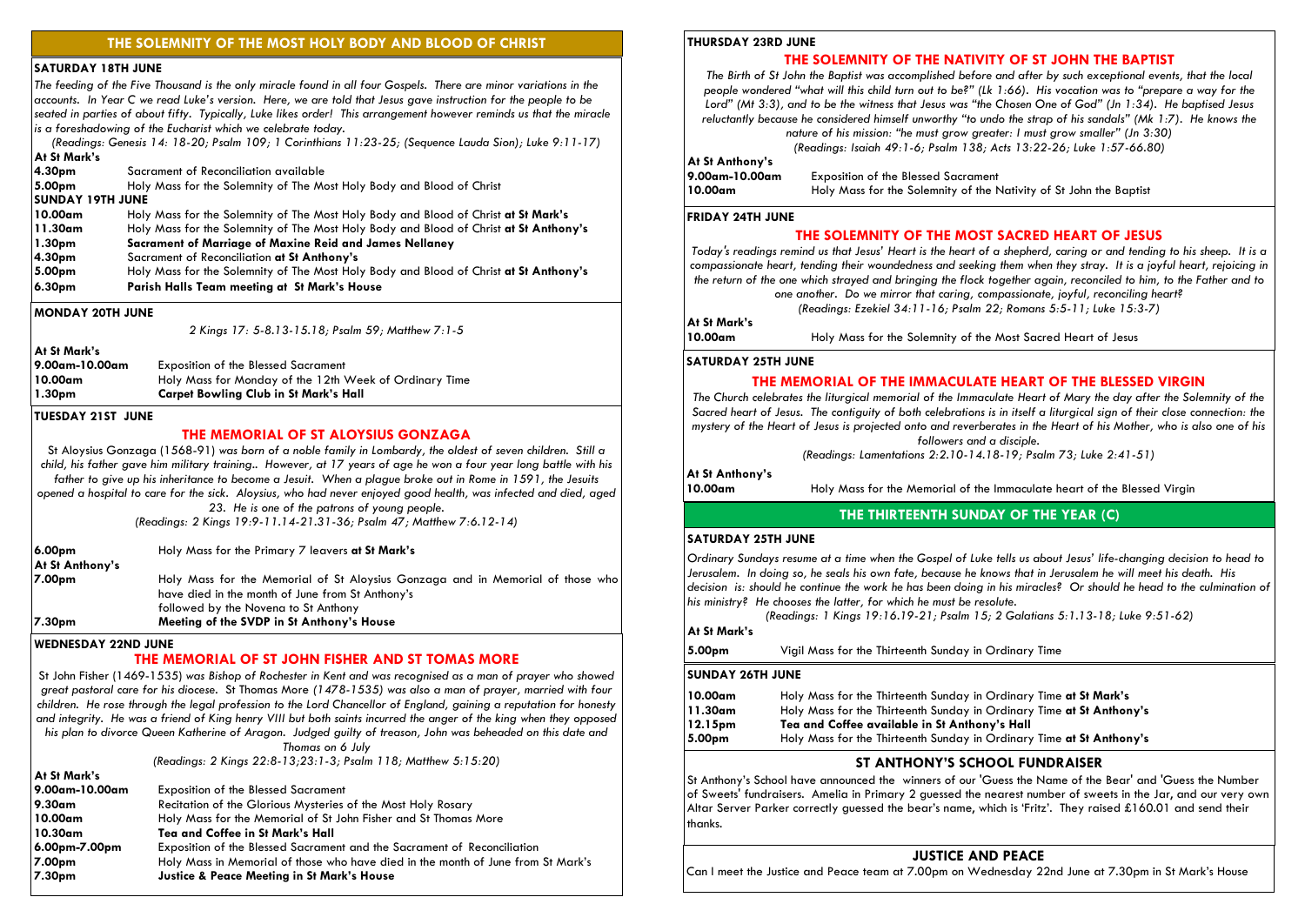## THE SOLEMNITY OF THE MOST HOLY BODY AND BLOOD OF CHRIST

### SATURDAY 18TH JUNE

*The feeding of the Five Thousand is the only miracle found in all four Gospels. There are minor variations in the accounts. In Year C we read Luke's version. Here, we are told that Jesus gave instruction for the people to be seated in parties of about fifty. Typically, Luke likes order! This arrangement however reminds us that the miracle is a foreshadowing of the Eucharist which we celebrate today.*

*(Readings: Genesis 14: 18-20; Psalm 109; 1 Corinthians 11:23-25; (Sequence Lauda Sion); Luke 9:11-17)*

**At St Mark's**

| | |
|---|---|
| **4.30pm** | Sacrament of Reconciliation available |
| **5.00pm** | Holy Mass for the Solemnity of The Most Holy Body and Blood of Christ |

**SUNDAY 19TH JUNE**

| | |
|---|---|
| **10.00am** | Holy Mass for the Solemnity of The Most Holy Body and Blood of Christ **at St Mark's** |
| **11.30am** | Holy Mass for the Solemnity of The Most Holy Body and Blood of Christ **at St Anthony's** |
| **1.30pm** | **Sacrament of Marriage of Maxine Reid and James Nellaney** |
| **4.30pm** | Sacrament of Reconciliation **at St Anthony's** |
| **5.00pm** | Holy Mass for the Solemnity of The Most Holy Body and Blood of Christ **at St Anthony's** |
| **6.30pm** | **Parish Halls Team meeting at St Mark's House** |

### MONDAY 20TH JUNE

*2 Kings 17: 5-8.13-15.18; Psalm 59; Matthew 7:1-5*

**At St Mark's**

| | |
|---|---|
| **9.00am-10.00am** | Exposition of the Blessed Sacrament |
| **10.00am** | Holy Mass for Monday of the 12th Week of Ordinary Time |
| **1.30pm** | **Carpet Bowling Club in St Mark's Hall** |

### TUESDAY 21ST JUNE

#### THE MEMORIAL OF ST ALOYSIUS GONZAGA

St Aloysius Gonzaga (1568-91) *was born of a noble family in Lombardy, the oldest of seven children. Still a child, his father gave him military training.. However, at 17 years of age he won a four year long battle with his father to give up his inheritance to become a Jesuit. When a plague broke out in Rome in 1591, the Jesuits opened a hospital to care for the sick. Aloysius, who had never enjoyed good health, was infected and died, aged 23. He is one of the patrons of young people.*

*(Readings: 2 Kings 19:9-11.14-21.31-36; Psalm 47; Matthew 7:6.12-14)*

| | |
|---|---|
| **6.00pm** | Holy Mass for the Primary 7 leavers **at St Mark's** |
| **At St Anthony's** | |
| **7.00pm** | Holy Mass for the Memorial of St Aloysius Gonzaga and in Memorial of those who have died in the month of June from St Anthony's followed by the Novena to St Anthony |
| **7.30pm** | **Meeting of the SVDP in St Anthony's House** |

### WEDNESDAY 22ND JUNE

#### THE MEMORIAL OF ST JOHN FISHER AND ST TOMAS MORE

St John Fisher (1469-1535) *was Bishop of Rochester in Kent and was recognised as a man of prayer who showed great pastoral care for his diocese.* St Thomas More *(1478-1535) was also a man of prayer, married with four children. He rose through the legal profession to the Lord Chancellor of England, gaining a reputation for honesty and integrity. He was a friend of King henry VIII but both saints incurred the anger of the king when they opposed his plan to divorce Queen Katherine of Aragon. Judged guilty of treason, John was beheaded on this date and Thomas on 6 July*

*(Readings: 2 Kings 22:8-13;23:1-3; Psalm 118; Matthew 5:15:20)*

**At St Mark's**

| | |
|---|---|
| **9.00am-10.00am** | Exposition of the Blessed Sacrament |
| **9.30am** | Recitation of the Glorious Mysteries of the Most Holy Rosary |
| **10.00am** | Holy Mass for the Memorial of St John Fisher and St Thomas More |
| **10.30am** | **Tea and Coffee in St Mark's Hall** |
| **6.00pm-7.00pm** | Exposition of the Blessed Sacrament and the Sacrament of Reconciliation |
| **7.00pm** | Holy Mass in Memorial of those who have died in the month of June from St Mark's |
| **7.30pm** | **Justice & Peace Meeting in St Mark's House** |

### THURSDAY 23RD JUNE

#### THE SOLEMNITY OF THE NATIVITY OF ST JOHN THE BAPTIST

*The Birth of St John the Baptist was accomplished before and after by such exceptional events, that the local people wondered "what will this child turn out to be?" (Lk 1:66). His vocation was to "prepare a way for the Lord" (Mt 3:3), and to be the witness that Jesus was "the Chosen One of God" (Jn 1:34). He baptised Jesus reluctantly because he considered himself unworthy "to undo the strap of his sandals" (Mk 1:7). He knows the nature of his mission: "he must grow greater: I must grow smaller" (Jn 3:30)*

*(Readings: Isaiah 49:1-6; Psalm 138; Acts 13:22-26; Luke 1:57-66.80)*

**At St Anthony's**

| | |
|---|---|
| **9.00am-10.00am** | Exposition of the Blessed Sacrament |
| **10.00am** | Holy Mass for the Solemnity of the Nativity of St John the Baptist |

### FRIDAY 24TH JUNE

#### THE SOLEMNITY OF THE MOST SACRED HEART OF JESUS

*Today's readings remind us that Jesus' Heart is the heart of a shepherd, caring or and tending to his sheep. It is a compassionate heart, tending their woundedness and seeking them when they stray. It is a joyful heart, rejoicing in the return of the one which strayed and bringing the flock together again, reconciled to him, to the Father and to one another. Do we mirror that caring, compassionate, joyful, reconciling heart?*

*(Readings: Ezekiel 34:11-16; Psalm 22; Romans 5:5-11; Luke 15:3-7)*

**At St Mark's**

| | |
|---|---|
| **10.00am** | Holy Mass for the Solemnity of the Most Sacred Heart of Jesus |

### SATURDAY 25TH JUNE

#### THE MEMORIAL OF THE IMMACULATE HEART OF THE BLESSED VIRGIN

*The Church celebrates the liturgical memorial of the Immaculate Heart of Mary the day after the Solemnity of the Sacred heart of Jesus. The contiguity of both celebrations is in itself a liturgical sign of their close connection: the mystery of the Heart of Jesus is projected onto and reverberates in the Heart of his Mother, who is also one of his followers and a disciple.*

*(Readings: Lamentations 2:2.10-14.18-19; Psalm 73; Luke 2:41-51)*

**At St Anthony's**

| | |
|---|---|
| **10.00am** | Holy Mass for the Memorial of the Immaculate heart of the Blessed Virgin |

## THE THIRTEENTH SUNDAY OF THE YEAR (C)

### SATURDAY 25TH JUNE

*Ordinary Sundays resume at a time when the Gospel of Luke tells us about Jesus' life-changing decision to head to Jerusalem. In doing so, he seals his own fate, because he knows that in Jerusalem he will meet his death. His decision is: should he continue the work he has been doing in his miracles? Or should he head to the culmination of his ministry? He chooses the latter, for which he must be resolute.*

*(Readings: 1 Kings 19:16.19-21; Psalm 15; 2 Galatians 5:1.13-18; Luke 9:51-62)*

**At St Mark's**

| | |
|---|---|
| **5.00pm** | Vigil Mass for the Thirteenth Sunday in Ordinary Time |

### SUNDAY 26TH JUNE

| | |
|---|---|
| **10.00am** | Holy Mass for the Thirteenth Sunday in Ordinary Time **at St Mark's** |
| **11.30am** | Holy Mass for the Thirteenth Sunday in Ordinary Time **at St Anthony's** |
| **12.15pm** | **Tea and Coffee available in St Anthony's Hall** |
| **5.00pm** | Holy Mass for the Thirteenth Sunday in Ordinary Time **at St Anthony's** |

### ST ANTHONY'S SCHOOL FUNDRAISER

St Anthony's School have announced the winners of our 'Guess the Name of the Bear' and 'Guess the Number of Sweets' fundraisers. Amelia in Primary 2 guessed the nearest number of sweets in the Jar, and our very own Altar Server Parker correctly guessed the bear's name, which is 'Fritz'. They raised £160.01 and send their thanks.

### JUSTICE AND PEACE

Can I meet the Justice and Peace team at 7.00pm on Wednesday 22nd June at 7.30pm in St Mark's House